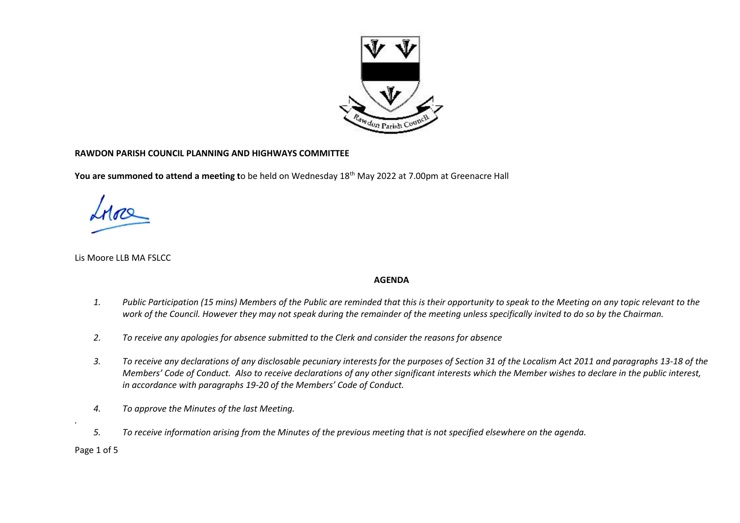**RAWDON PARISH COUNCIL PLANNING AND HIGHWAYS COMMITTEE**

**You are summoned to attend a meeting t**o be held on Wednesday 18th May 2022 at 7.00pm at Greenacre Hall

Lis Moore LLB MA FSLCC

**AGENDA**

1. *Public Participation (15 mins) Members of the Public are reminded that this is their opportunity to speak to the Meeting on any topic relevant to the work of the Council. However they may not speak during the remainder of the meeting unless specifically invited to do so by the Chairman.*

2. *To receive any apologies for absence submitted to the Clerk and consider the reasons for absence*

3. *To receive any declarations of any disclosable pecuniary interests for the purposes of Section 31 of the Localism Act 2011 and paragraphs 13-18 of the Members' Code of Conduct. Also to receive declarations of any other significant interests which the Member wishes to declare in the public interest, in accordance with paragraphs 19-20 of the Members' Code of Conduct.*

4. *To approve the Minutes of the last Meeting.*

5. *To receive information arising from the Minutes of the previous meeting that is not specified elsewhere on the agenda.*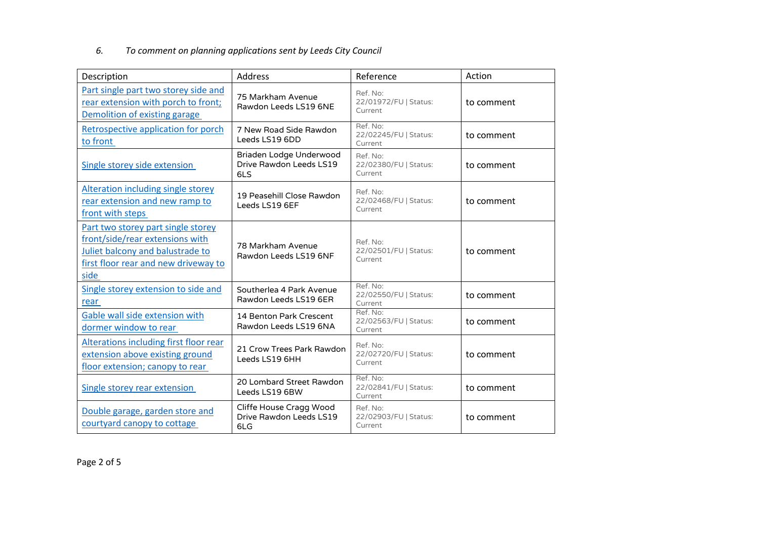*6. To comment on planning applications sent by Leeds City Council*

| Description | Address | Reference | Action |
|---|---|---|---|
| Part single part two storey side and rear extension with porch to front; Demolition of existing garage | 75 Markham Avenue Rawdon Leeds LS19 6NE | Ref. No: 22/01972/FU \| Status: Current | to comment |
| Retrospective application for porch to front | 7 New Road Side Rawdon Leeds LS19 6DD | Ref. No: 22/02245/FU \| Status: Current | to comment |
| Single storey side extension | Briaden Lodge Underwood Drive Rawdon Leeds LS19 6LS | Ref. No: 22/02380/FU \| Status: Current | to comment |
| Alteration including single storey rear extension and new ramp to front with steps | 19 Peasehill Close Rawdon Leeds LS19 6EF | Ref. No: 22/02468/FU \| Status: Current | to comment |
| Part two storey part single storey front/side/rear extensions with Juliet balcony and balustrade to first floor rear and new driveway to side | 78 Markham Avenue Rawdon Leeds LS19 6NF | Ref. No: 22/02501/FU \| Status: Current | to comment |
| Single storey extension to side and rear | Southerlea 4 Park Avenue Rawdon Leeds LS19 6ER | Ref. No: 22/02550/FU \| Status: Current | to comment |
| Gable wall side extension with dormer window to rear | 14 Benton Park Crescent Rawdon Leeds LS19 6NA | Ref. No: 22/02563/FU \| Status: Current | to comment |
| Alterations including first floor rear extension above existing ground floor extension; canopy to rear | 21 Crow Trees Park Rawdon Leeds LS19 6HH | Ref. No: 22/02720/FU \| Status: Current | to comment |
| Single storey rear extension | 20 Lombard Street Rawdon Leeds LS19 6BW | Ref. No: 22/02841/FU \| Status: Current | to comment |
| Double garage, garden store and courtyard canopy to cottage | Cliffe House Cragg Wood Drive Rawdon Leeds LS19 6LG | Ref. No: 22/02903/FU \| Status: Current | to comment |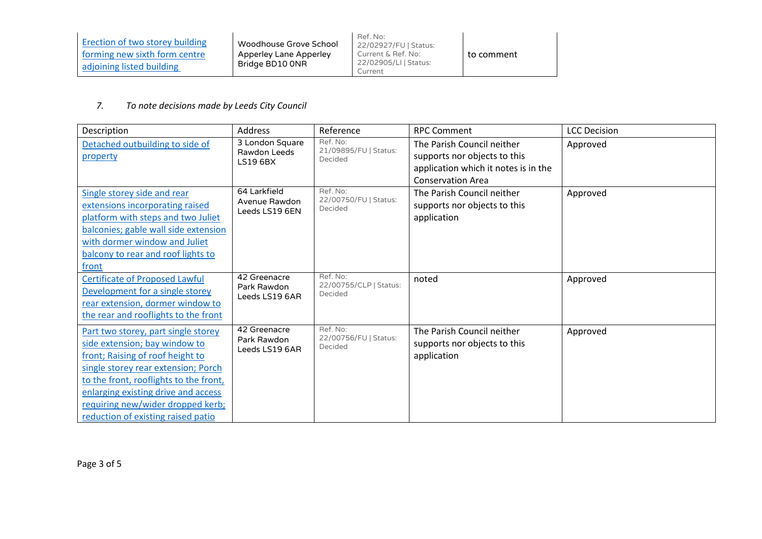| Erection of two storey building forming new sixth form centre adjoining listed building | Woodhouse Grove School Apperley Lane Apperley Bridge BD10 0NR | Ref. No: 22/02927/FU \| Status: Current & Ref. No: 22/02905/LI \| Status: Current | to comment |
|---|---|---|---|

7. *To note decisions made by Leeds City Council*

| Description | Address | Reference | RPC Comment | LCC Decision |
|---|---|---|---|---|
| Detached outbuilding to side of property | 3 London Square Rawdon Leeds LS19 6BX | Ref. No: 21/09895/FU \| Status: Decided | The Parish Council neither supports nor objects to this application which it notes is in the Conservation Area | Approved |
| Single storey side and rear extensions incorporating raised platform with steps and two Juliet balconies; gable wall side extension with dormer window and Juliet balcony to rear and roof lights to front | 64 Larkfield Avenue Rawdon Leeds LS19 6EN | Ref. No: 22/00750/FU \| Status: Decided | The Parish Council neither supports nor objects to this application | Approved |
| Certificate of Proposed Lawful Development for a single storey rear extension, dormer window to the rear and rooflights to the front | 42 Greenacre Park Rawdon Leeds LS19 6AR | Ref. No: 22/00755/CLP \| Status: Decided | noted | Approved |
| Part two storey, part single storey side extension; bay window to front; Raising of roof height to single storey rear extension; Porch to the front, rooflights to the front, enlarging existing drive and access requiring new/wider dropped kerb; reduction of existing raised patio | 42 Greenacre Park Rawdon Leeds LS19 6AR | Ref. No: 22/00756/FU \| Status: Decided | The Parish Council neither supports nor objects to this application | Approved |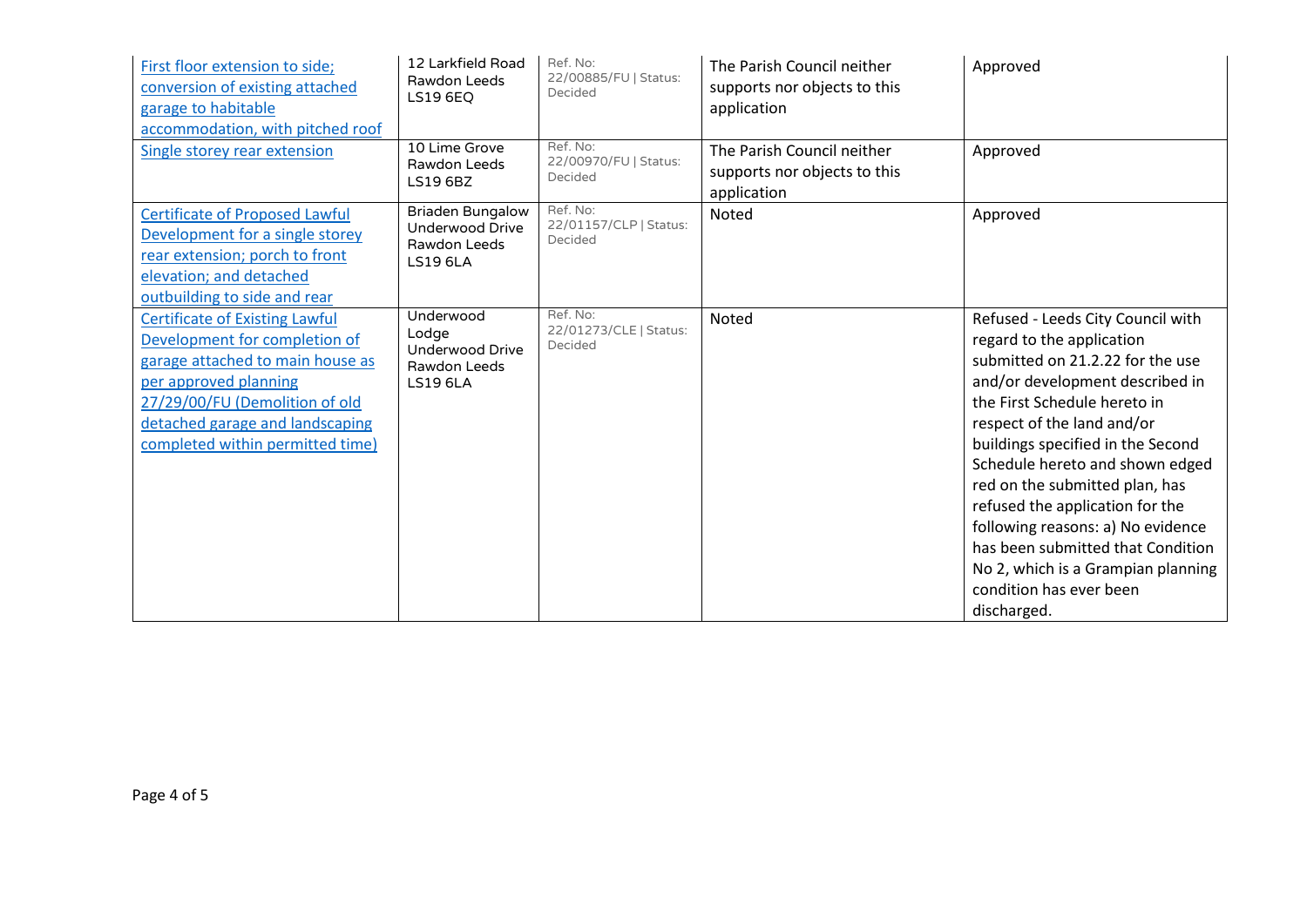| | | | | |
|---|---|---|---|---|
| First floor extension to side; conversion of existing attached garage to habitable accommodation, with pitched roof | 12 Larkfield Road Rawdon Leeds LS19 6EQ | Ref. No: 22/00885/FU \| Status: Decided | The Parish Council neither supports nor objects to this application | Approved |
| Single storey rear extension | 10 Lime Grove Rawdon Leeds LS19 6BZ | Ref. No: 22/00970/FU \| Status: Decided | The Parish Council neither supports nor objects to this application | Approved |
| Certificate of Proposed Lawful Development for a single storey rear extension; porch to front elevation; and detached outbuilding to side and rear | Briaden Bungalow Underwood Drive Rawdon Leeds LS19 6LA | Ref. No: 22/01157/CLP \| Status: Decided | Noted | Approved |
| Certificate of Existing Lawful Development for completion of garage attached to main house as per approved planning 27/29/00/FU (Demolition of old detached garage and landscaping completed within permitted time) | Underwood Lodge Underwood Drive Rawdon Leeds LS19 6LA | Ref. No: 22/01273/CLE \| Status: Decided | Noted | Refused - Leeds City Council with regard to the application submitted on 21.2.22 for the use and/or development described in the First Schedule hereto in respect of the land and/or buildings specified in the Second Schedule hereto and shown edged red on the submitted plan, has refused the application for the following reasons: a) No evidence has been submitted that Condition No 2, which is a Grampian planning condition has ever been discharged. |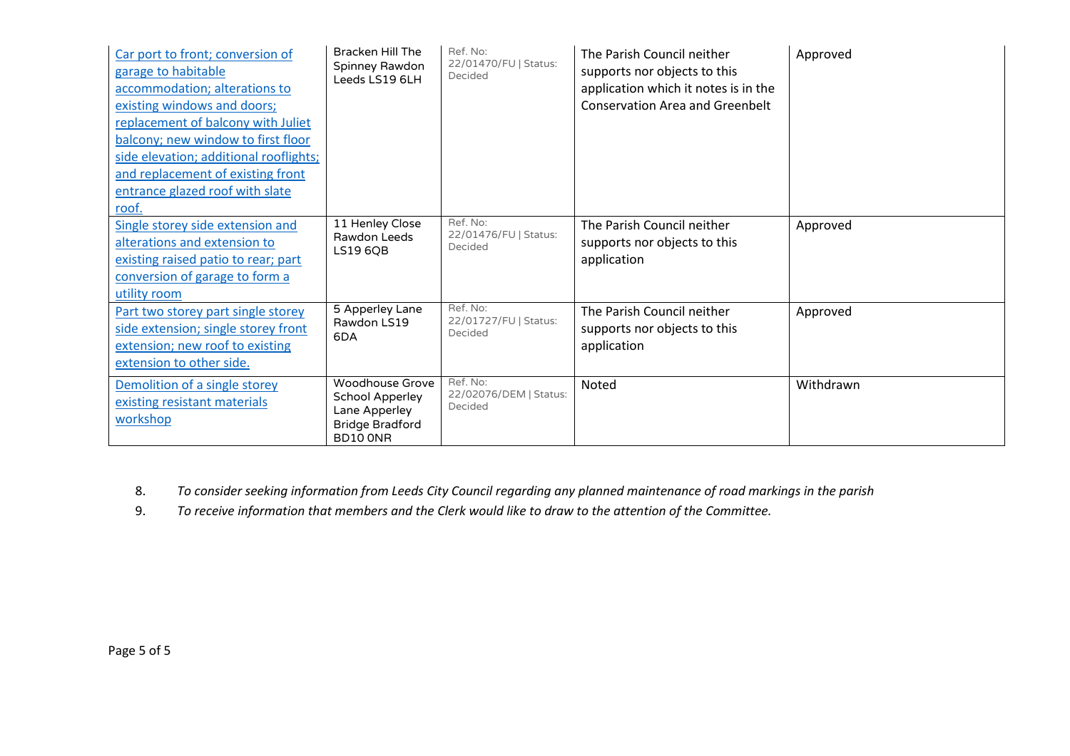| | | | | |
|---|---|---|---|---|
| Car port to front; conversion of garage to habitable accommodation; alterations to existing windows and doors; replacement of balcony with Juliet balcony; new window to first floor side elevation; additional rooflights; and replacement of existing front entrance glazed roof with slate roof. | Bracken Hill The Spinney Rawdon Leeds LS19 6LH | Ref. No: 22/01470/FU \| Status: Decided | The Parish Council neither supports nor objects to this application which it notes is in the Conservation Area and Greenbelt | Approved |
| Single storey side extension and alterations and extension to existing raised patio to rear; part conversion of garage to form a utility room | 11 Henley Close Rawdon Leeds LS19 6QB | Ref. No: 22/01476/FU \| Status: Decided | The Parish Council neither supports nor objects to this application | Approved |
| Part two storey part single storey side extension; single storey front extension; new roof to existing extension to other side. | 5 Apperley Lane Rawdon LS19 6DA | Ref. No: 22/01727/FU \| Status: Decided | The Parish Council neither supports nor objects to this application | Approved |
| Demolition of a single storey existing resistant materials workshop | Woodhouse Grove School Apperley Lane Apperley Bridge Bradford BD10 0NR | Ref. No: 22/02076/DEM \| Status: Decided | Noted | Withdrawn |

8. *To consider seeking information from Leeds City Council regarding any planned maintenance of road markings in the parish*
9. *To receive information that members and the Clerk would like to draw to the attention of the Committee.*